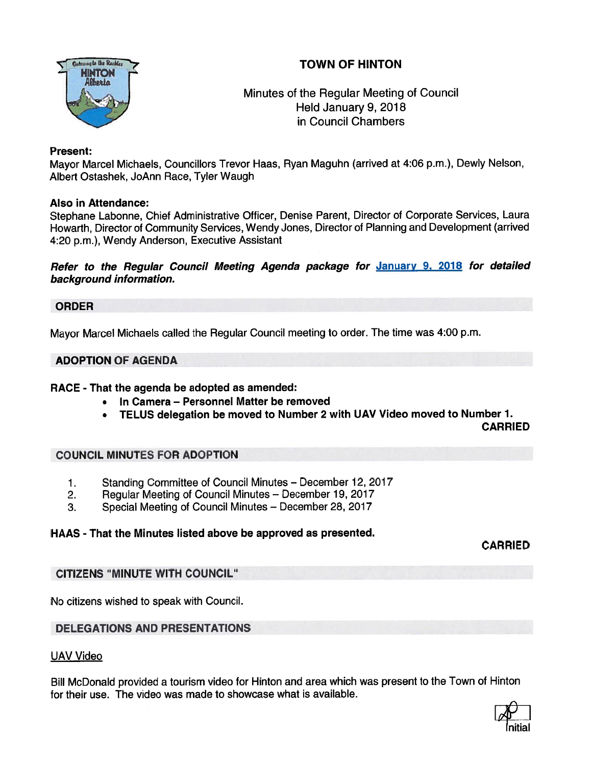# TOWN OF HINTON

Minutes of the Regular Meeting of Council
Held January 9, 2018
in Council Chambers

**Present:**
Mayor Marcel Michaels, Councillors Trevor Haas, Ryan Maguhn (arrived at 4:06 p.m.), Dewly Nelson, Albert Ostashek, JoAnn Race, Tyler Waugh

**Also in Attendance:**
Stephane Labonne, Chief Administrative Officer, Denise Parent, Director of Corporate Services, Laura Howarth, Director of Community Services, Wendy Jones, Director of Planning and Development (arrived 4:20 p.m.), Wendy Anderson, Executive Assistant

***Refer to the Regular Council Meeting Agenda package for January 9, 2018 for detailed background information.***

## ORDER

Mayor Marcel Michaels called the Regular Council meeting to order. The time was 4:00 p.m.

## ADOPTION OF AGENDA

**RACE - That the agenda be adopted as amended:**

- **In Camera – Personnel Matter be removed**
- **TELUS delegation be moved to Number 2 with UAV Video moved to Number 1.**

**CARRIED**

## COUNCIL MINUTES FOR ADOPTION

1. Standing Committee of Council Minutes – December 12, 2017
2. Regular Meeting of Council Minutes – December 19, 2017
3. Special Meeting of Council Minutes – December 28, 2017

**HAAS - That the Minutes listed above be approved as presented.**

**CARRIED**

## CITIZENS "MINUTE WITH COUNCIL"

No citizens wished to speak with Council.

## DELEGATIONS AND PRESENTATIONS

UAV Video

Bill McDonald provided a tourism video for Hinton and area which was present to the Town of Hinton for their use. The video was made to showcase what is available.

Initial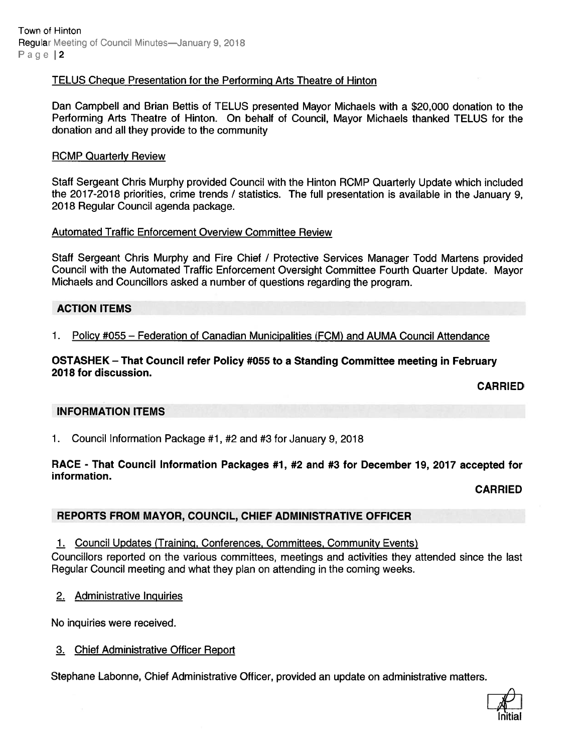TELUS Cheque Presentation for the Performing Arts Theatre of Hinton

Dan Campbell and Brian Bettis of TELUS presented Mayor Michaels with a $20,000 donation to the Performing Arts Theatre of Hinton. On behalf of Council, Mayor Michaels thanked TELUS for the donation and all they provide to the community

RCMP Quarterly Review

Staff Sergeant Chris Murphy provided Council with the Hinton RCMP Quarterly Update which included the 2017-2018 priorities, crime trends / statistics. The full presentation is available in the January 9, 2018 Regular Council agenda package.

Automated Traffic Enforcement Overview Committee Review

Staff Sergeant Chris Murphy and Fire Chief / Protective Services Manager Todd Martens provided Council with the Automated Traffic Enforcement Oversight Committee Fourth Quarter Update. Mayor Michaels and Councillors asked a number of questions regarding the program.

## ACTION ITEMS

1. Policy #055 – Federation of Canadian Municipalities (FCM) and AUMA Council Attendance

**OSTASHEK – That Council refer Policy #055 to a Standing Committee meeting in February 2018 for discussion.**

**CARRIED**

## INFORMATION ITEMS

1. Council Information Package #1, #2 and #3 for January 9, 2018

**RACE - That Council Information Packages #1, #2 and #3 for December 19, 2017 accepted for information.**

**CARRIED**

## REPORTS FROM MAYOR, COUNCIL, CHIEF ADMINISTRATIVE OFFICER

1. Council Updates (Training, Conferences, Committees, Community Events)

Councillors reported on the various committees, meetings and activities they attended since the last Regular Council meeting and what they plan on attending in the coming weeks.

2. Administrative Inquiries

No inquiries were received.

3. Chief Administrative Officer Report

Stephane Labonne, Chief Administrative Officer, provided an update on administrative matters.

Initial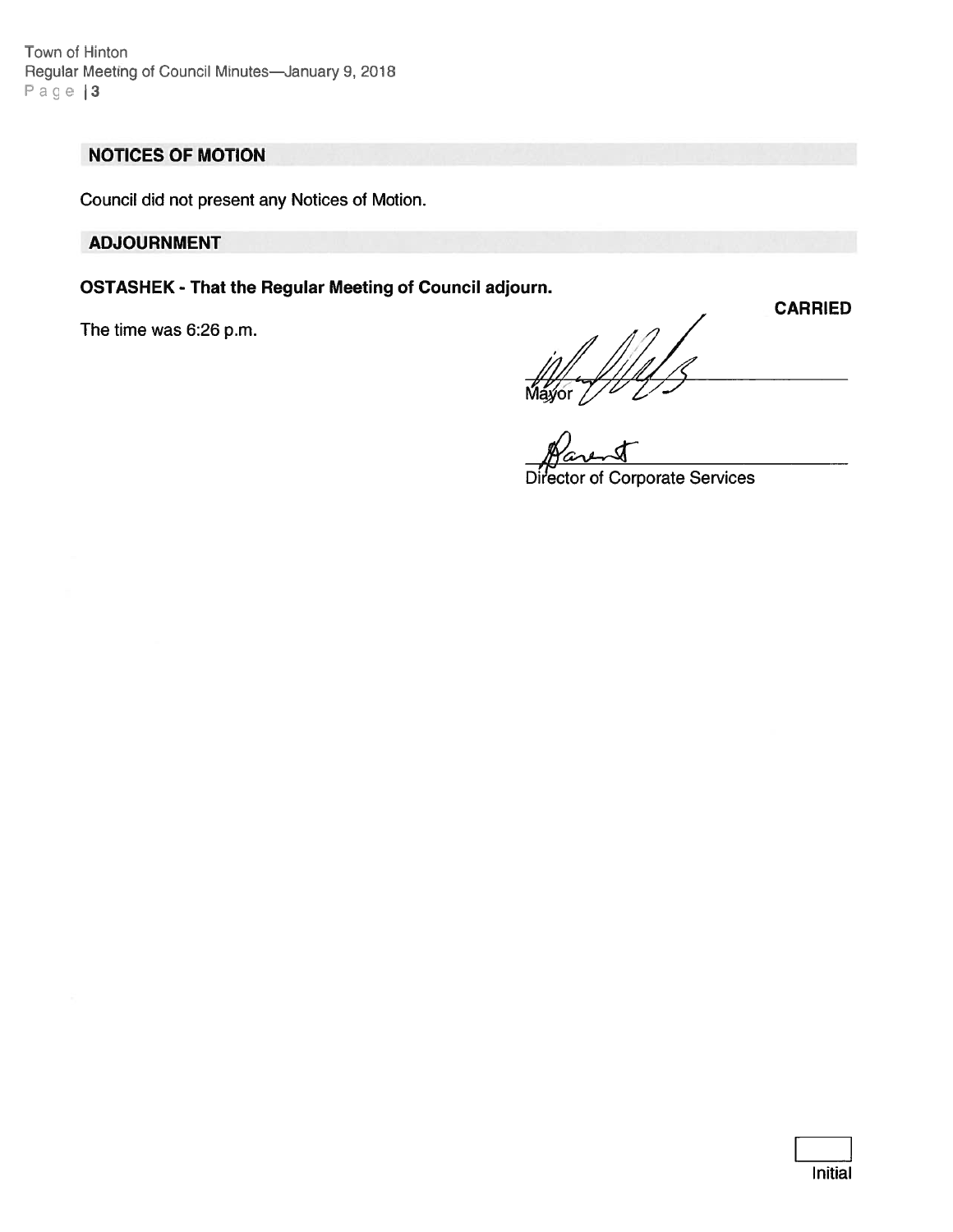## NOTICES OF MOTION

Council did not present any Notices of Motion.

## ADJOURNMENT

**OSTASHEK - That the Regular Meeting of Council adjourn.**

**CARRIED**

The time was 6:26 p.m.

Mayor

Director of Corporate Services

Initial